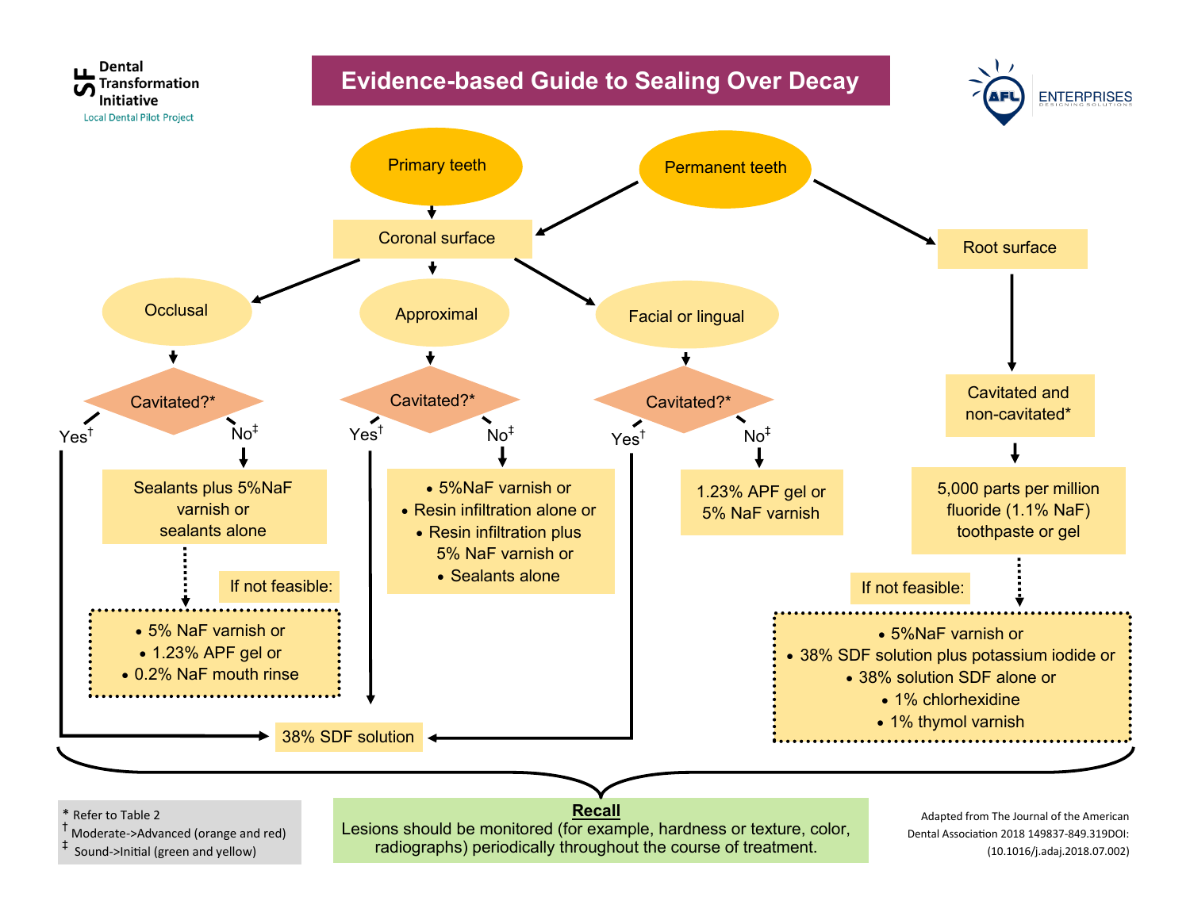SF Dental Transformation Initiative
Local Dental Pilot Project

AFL ENTERPRISES
DESIGNING SOLUTIONS

# Evidence-based Guide to Sealing Over Decay

**Primary teeth** → Coronal surface

**Permanent teeth** → Coronal surface; Root surface

## Coronal surface

### Occlusal

Cavitated?*

- Yes† → 38% SDF solution
- No‡ → Sealants plus 5%NaF varnish or sealants alone
  - If not feasible:
    - 5% NaF varnish or
    - 1.23% APF gel or
    - 0.2% NaF mouth rinse

### Approximal

Cavitated?*

- Yes† → 38% SDF solution
- No‡ →
  - 5%NaF varnish or
  - Resin infiltration alone or
  - Resin infiltration plus 5% NaF varnish or
  - Sealants alone

### Facial or lingual

Cavitated?*

- Yes† → 38% SDF solution
- No‡ → 1.23% APF gel or 5% NaF varnish

## Root surface

Cavitated and non-cavitated* → 5,000 parts per million fluoride (1.1% NaF) toothpaste or gel

- If not feasible:
  - 5%NaF varnish or
  - 38% SDF solution plus potassium iodide or
  - 38% solution SDF alone or
  - 1% chlorhexidine
  - 1% thymol varnish

**Recall**
Lesions should be monitored (for example, hardness or texture, color, radiographs) periodically throughout the course of treatment.

\* Refer to Table 2
† Moderate->Advanced (orange and red)
‡ Sound->Initial (green and yellow)

Adapted from The Journal of the American Dental Association 2018 149837-849.319DOI: (10.1016/j.adaj.2018.07.002)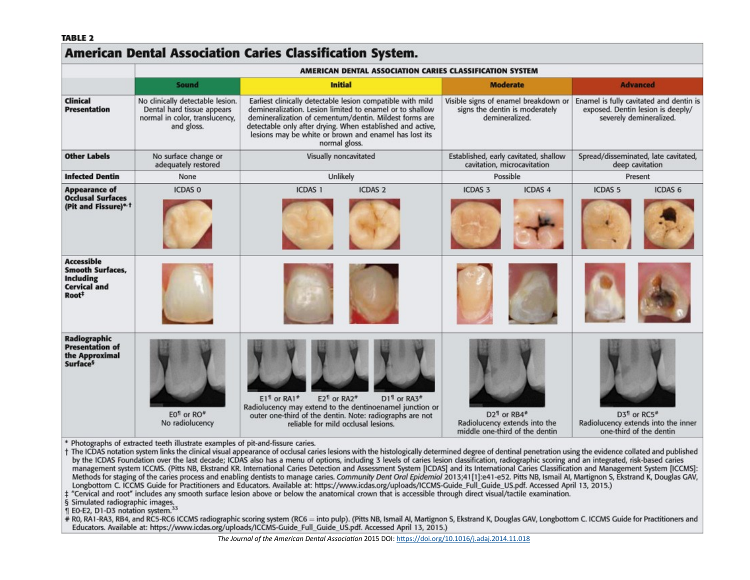**TABLE 2**

## American Dental Association Caries Classification System.

| | AMERICAN DENTAL ASSOCIATION CARIES CLASSIFICATION SYSTEM | | | |
|---|---|---|---|---|
| | **Sound** | **Initial** | **Moderate** | **Advanced** |
| **Clinical Presentation** | No clinically detectable lesion. Dental hard tissue appears normal in color, translucency, and gloss. | Earliest clinically detectable lesion compatible with mild demineralization. Lesion limited to enamel or to shallow demineralization of cementum/dentin. Mildest forms are detectable only after drying. When established and active, lesions may be white or brown and enamel has lost its normal gloss. | Visible signs of enamel breakdown or signs the dentin is moderately demineralized. | Enamel is fully cavitated and dentin is exposed. Dentin lesion is deeply/severely demineralized. |
| **Other Labels** | No surface change or adequately restored | Visually noncavitated | Established, early cavitated, shallow cavitation, microcavitation | Spread/disseminated, late cavitated, deep cavitation |
| **Infected Dentin** | None | Unlikely | Possible | Present |
| **Appearance of Occlusal Surfaces (Pit and Fissure)*,†** | ICDAS 0 | ICDAS 1 ICDAS 2 | ICDAS 3 ICDAS 4 | ICDAS 5 ICDAS 6 |
| **Accessible Smooth Surfaces, Including Cervical and Root‡** | | | | |
| **Radiographic Presentation of the Approximal Surface§** | E0¶ or R0# No radiolucency | E1¶ or RA1# E2¶ or RA2# D1¶ or RA3# Radiolucency may extend to the dentinoenamel junction or outer one-third of the dentin. Note: radiographs are not reliable for mild occlusal lesions. | D2¶ or RB4# Radiolucency extends into the middle one-third of the dentin | D3¶ or RC5# Radiolucency extends into the inner one-third of the dentin |

\* Photographs of extracted teeth illustrate examples of pit-and-fissure caries.

† The ICDAS notation system links the clinical visual appearance of occlusal caries lesions with the histologically determined degree of dentinal penetration using the evidence collated and published by the ICDAS Foundation over the last decade; ICDAS also has a menu of options, including 3 levels of caries lesion classification, radiographic scoring and an integrated, risk-based caries management system ICCMS. (Pitts NB, Ekstrand KR. International Caries Detection and Assessment System [ICDAS] and its International Caries Classification and Management System [ICCMS]: Methods for staging of the caries process and enabling dentists to manage caries. *Community Dent Oral Epidemiol* 2013;41[1]:e41-e52. Pitts NB, Ismail AI, Martignon S, Ekstrand K, Douglas GAV, Longbottom C. ICCMS Guide for Practitioners and Educators. Available at: https://www.icdas.org/uploads/ICCMS-Guide_Full_Guide_US.pdf. Accessed April 13, 2015.)

‡ "Cervical and root" includes any smooth surface lesion above or below the anatomical crown that is accessible through direct visual/tactile examination.

§ Simulated radiographic images.

¶ E0-E2, D1-D3 notation system.[33]

\# R0, RA1-RA3, RB4, and RC5-RC6 ICCMS radiographic scoring system (RC6 = into pulp). (Pitts NB, Ismail AI, Martignon S, Ekstrand K, Douglas GAV, Longbottom C. ICCMS Guide for Practitioners and Educators. Available at: https://www.icdas.org/uploads/ICCMS-Guide_Full_Guide_US.pdf. Accessed April 13, 2015.)

*The Journal of the American Dental Association* 2015 DOI: https://doi.org/10.1016/j.adaj.2014.11.018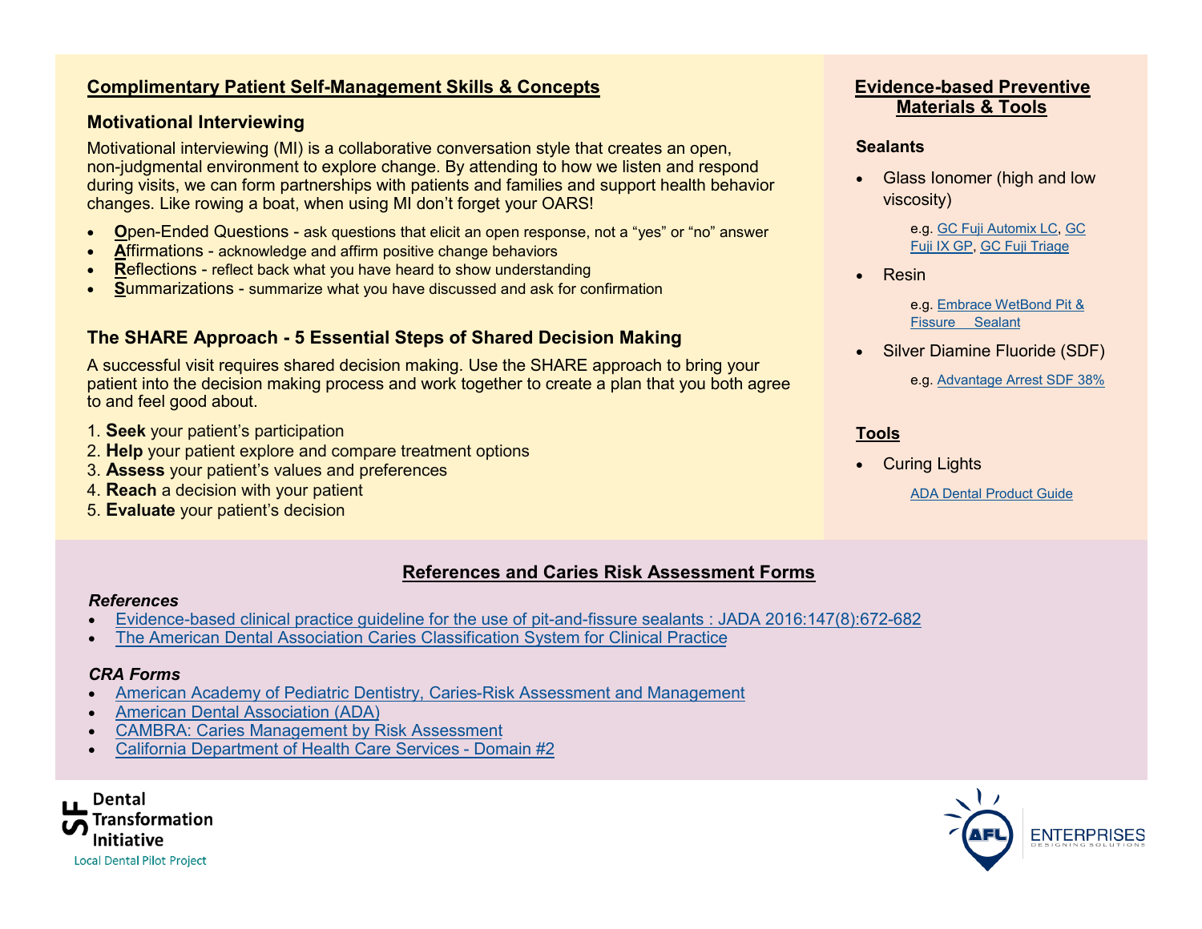## Complimentary Patient Self-Management Skills & Concepts

### Motivational Interviewing

Motivational interviewing (MI) is a collaborative conversation style that creates an open, non-judgmental environment to explore change. By attending to how we listen and respond during visits, we can form partnerships with patients and families and support health behavior changes. Like rowing a boat, when using MI don't forget your OARS!

- **O**pen-Ended Questions - ask questions that elicit an open response, not a "yes" or "no" answer
- **A**ffirmations - acknowledge and affirm positive change behaviors
- **R**eflections - reflect back what you have heard to show understanding
- **S**ummarizations - summarize what you have discussed and ask for confirmation

### The SHARE Approach - 5 Essential Steps of Shared Decision Making

A successful visit requires shared decision making. Use the SHARE approach to bring your patient into the decision making process and work together to create a plan that you both agree to and feel good about.

1. **Seek** your patient's participation
2. **Help** your patient explore and compare treatment options
3. **Assess** your patient's values and preferences
4. **Reach** a decision with your patient
5. **Evaluate** your patient's decision

## Evidence-based Preventive Materials & Tools

### Sealants

- Glass Ionomer (high and low viscosity)

  e.g. GC Fuji Automix LC, GC Fuji IX GP, GC Fuji Triage

- Resin

  e.g. Embrace WetBond Pit & Fissure Sealant

- Silver Diamine Fluoride (SDF)

  e.g. Advantage Arrest SDF 38%

### Tools

- Curing Lights

  ADA Dental Product Guide

## References and Caries Risk Assessment Forms

***References***

- Evidence-based clinical practice guideline for the use of pit-and-fissure sealants : JADA 2016:147(8):672-682
- The American Dental Association Caries Classification System for Clinical Practice

***CRA Forms***

- American Academy of Pediatric Dentistry, Caries-Risk Assessment and Management
- American Dental Association (ADA)
- CAMBRA: Caries Management by Risk Assessment
- California Department of Health Care Services - Domain #2

SF Dental Transformation Initiative
Local Dental Pilot Project

AFL ENTERPRISES
DESIGNING SOLUTIONS